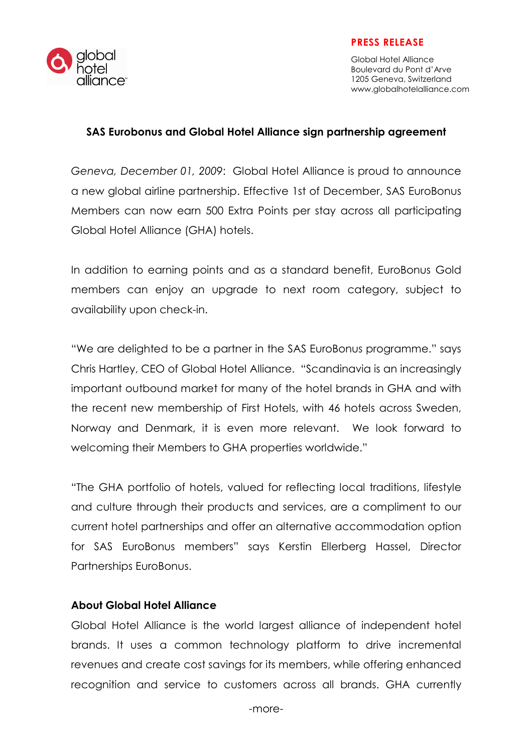global hotel alliance

**PRESS RELEASE**

Global Hotel Alliance
Boulevard du Pont d'Arve
1205 Geneva, Switzerland
www.globalhotelalliance.com

## SAS Eurobonus and Global Hotel Alliance sign partnership agreement

*Geneva, December 01, 2009*: Global Hotel Alliance is proud to announce a new global airline partnership. Effective 1st of December, SAS EuroBonus Members can now earn 500 Extra Points per stay across all participating Global Hotel Alliance (GHA) hotels.

In addition to earning points and as a standard benefit, EuroBonus Gold members can enjoy an upgrade to next room category, subject to availability upon check-in.

"We are delighted to be a partner in the SAS EuroBonus programme." says Chris Hartley, CEO of Global Hotel Alliance. "Scandinavia is an increasingly important outbound market for many of the hotel brands in GHA and with the recent new membership of First Hotels, with 46 hotels across Sweden, Norway and Denmark, it is even more relevant. We look forward to welcoming their Members to GHA properties worldwide."

"The GHA portfolio of hotels, valued for reflecting local traditions, lifestyle and culture through their products and services, are a compliment to our current hotel partnerships and offer an alternative accommodation option for SAS EuroBonus members" says Kerstin Ellerberg Hassel, Director Partnerships EuroBonus.

### About Global Hotel Alliance

Global Hotel Alliance is the world largest alliance of independent hotel brands. It uses a common technology platform to drive incremental revenues and create cost savings for its members, while offering enhanced recognition and service to customers across all brands. GHA currently

-more-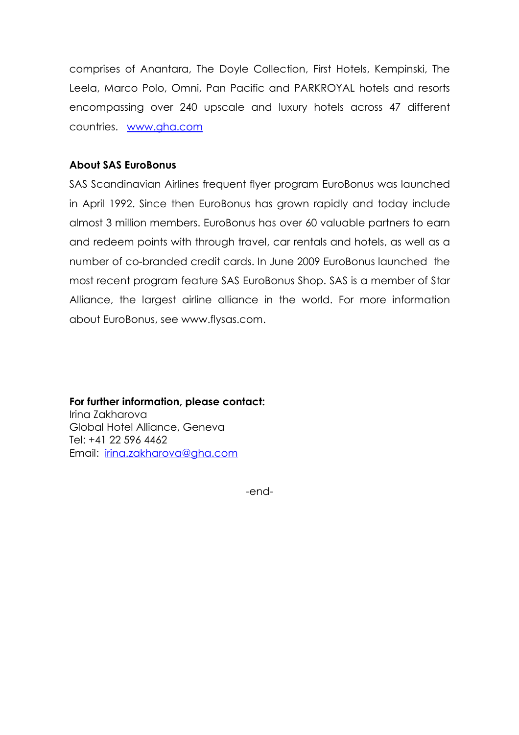comprises of Anantara, The Doyle Collection, First Hotels, Kempinski, The Leela, Marco Polo, Omni, Pan Pacific and PARKROYAL hotels and resorts encompassing over 240 upscale and luxury hotels across 47 different countries. [www.gha.com](http://www.gha.com)

**About SAS EuroBonus**

SAS Scandinavian Airlines frequent flyer program EuroBonus was launched in April 1992. Since then EuroBonus has grown rapidly and today include almost 3 million members. EuroBonus has over 60 valuable partners to earn and redeem points with through travel, car rentals and hotels, as well as a number of co-branded credit cards. In June 2009 EuroBonus launched the most recent program feature SAS EuroBonus Shop. SAS is a member of Star Alliance, the largest airline alliance in the world. For more information about EuroBonus, see www.flysas.com.

**For further information, please contact:**
Irina Zakharova
Global Hotel Alliance, Geneva
Tel: +41 22 596 4462
Email: [irina.zakharova@gha.com](mailto:irina.zakharova@gha.com)

-end-